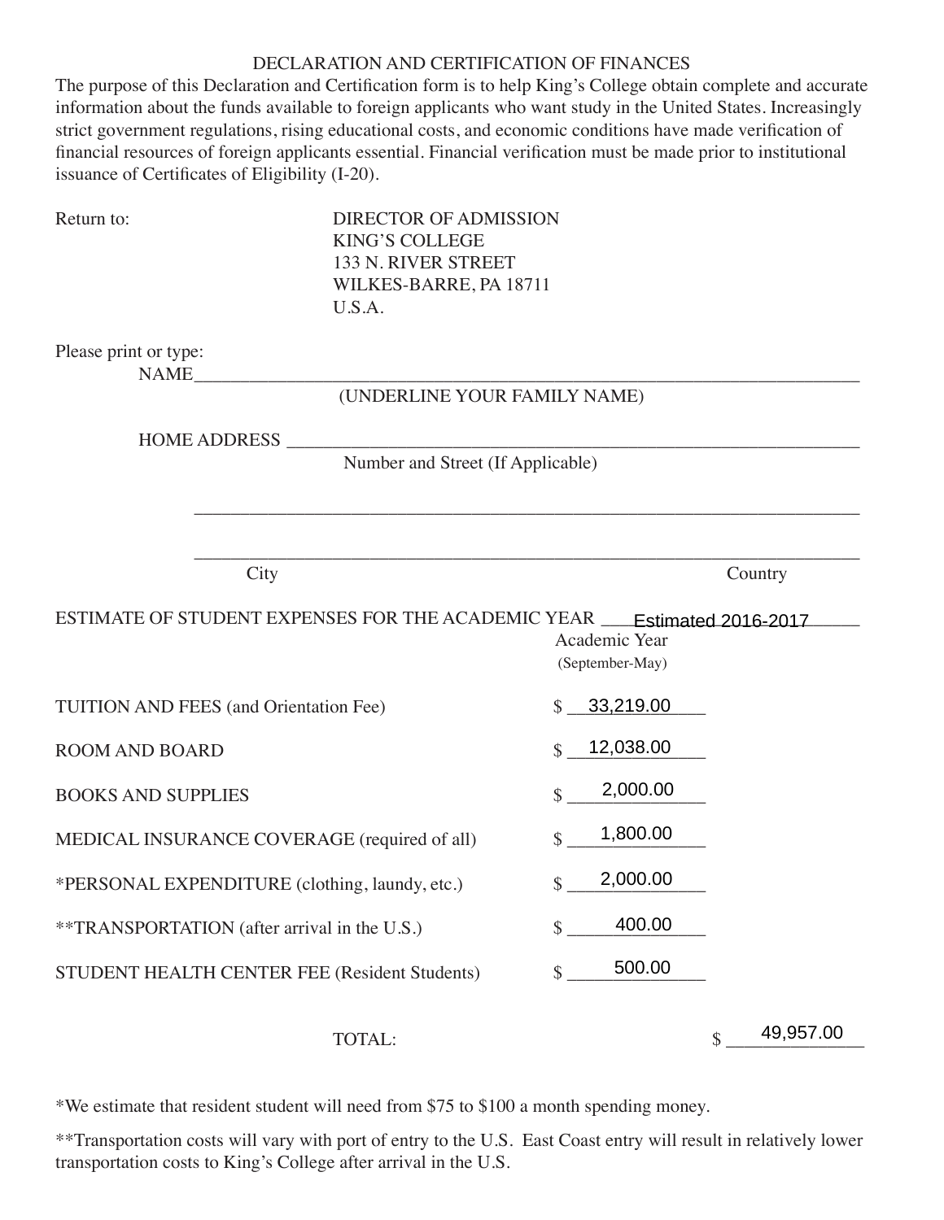# DECLARATION AND CERTIFICATION OF FINANCES

The purpose of this Declaration and Certification form is to help King's College obtain complete and accurate information about the funds available to foreign applicants who want study in the United States. Increasingly strict government regulations, rising educational costs, and economic conditions have made verification of financial resources of foreign applicants essential. Financial verification must be made prior to institutional issuance of Certificates of Eligibility (I-20).

Return to:

DIRECTOR OF ADMISSION
KING'S COLLEGE
133 N. RIVER STREET
WILKES-BARRE, PA 18711
U.S.A.

Please print or type:

NAME_______________________________________________________________________
(UNDERLINE YOUR FAMILY NAME)

HOME ADDRESS ______________________________________________________________
Number and Street (If Applicable)

___________________________________________________________________________

___________________________________________________________________________
City                                                                                                                                  Country

ESTIMATE OF STUDENT EXPENSES FOR THE ACADEMIC YEAR Estimated 2016-2017
Academic Year
(September-May)

| | |
|---|---|
| TUITION AND FEES (and Orientation Fee) | $ 33,219.00 |
| ROOM AND BOARD | $ 12,038.00 |
| BOOKS AND SUPPLIES | $ 2,000.00 |
| MEDICAL INSURANCE COVERAGE (required of all) | $ 1,800.00 |
| *PERSONAL EXPENDITURE (clothing, laundy, etc.) | $ 2,000.00 |
| **TRANSPORTATION (after arrival in the U.S.) | $ 400.00 |
| STUDENT HEALTH CENTER FEE (Resident Students) | $ 500.00 |
| TOTAL: | $ 49,957.00 |

*We estimate that resident student will need from $75 to $100 a month spending money.

**Transportation costs will vary with port of entry to the U.S. East Coast entry will result in relatively lower transportation costs to King's College after arrival in the U.S.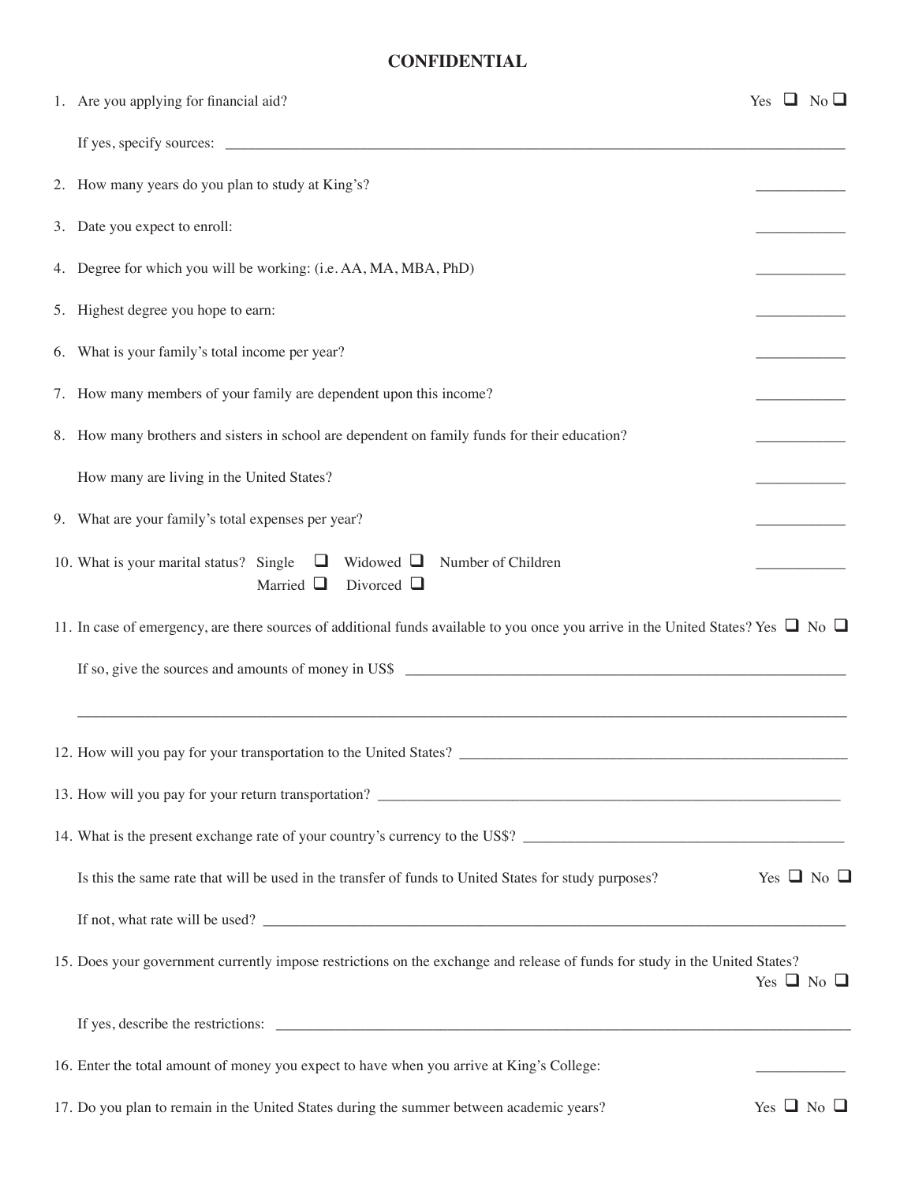# CONFIDENTIAL

1. Are you applying for financial aid? Yes ❑ No ❑

   If yes, specify sources: ______________________________

2. How many years do you plan to study at King's? ____________

3. Date you expect to enroll: ____________

4. Degree for which you will be working: (i.e. AA, MA, MBA, PhD) ____________

5. Highest degree you hope to earn: ____________

6. What is your family's total income per year? ____________

7. How many members of your family are dependent upon this income? ____________

8. How many brothers and sisters in school are dependent on family funds for their education? ____________

   How many are living in the United States? ____________

9. What are your family's total expenses per year? ____________

10. What is your marital status? Single ❑ Widowed ❑ Married ❑ Divorced ❑ Number of Children ____________

11. In case of emergency, are there sources of additional funds available to you once you arrive in the United States? Yes ❑ No ❑

    If so, give the sources and amounts of money in US$ ______________________________

    ______________________________

12. How will you pay for your transportation to the United States? ______________________________

13. How will you pay for your return transportation? ______________________________

14. What is the present exchange rate of your country's currency to the US$? ______________________________

    Is this the same rate that will be used in the transfer of funds to United States for study purposes? Yes ❑ No ❑

    If not, what rate will be used? ______________________________

15. Does your government currently impose restrictions on the exchange and release of funds for study in the United States? Yes ❑ No ❑

    If yes, describe the restrictions: ______________________________

16. Enter the total amount of money you expect to have when you arrive at King's College: ____________

17. Do you plan to remain in the United States during the summer between academic years? Yes ❑ No ❑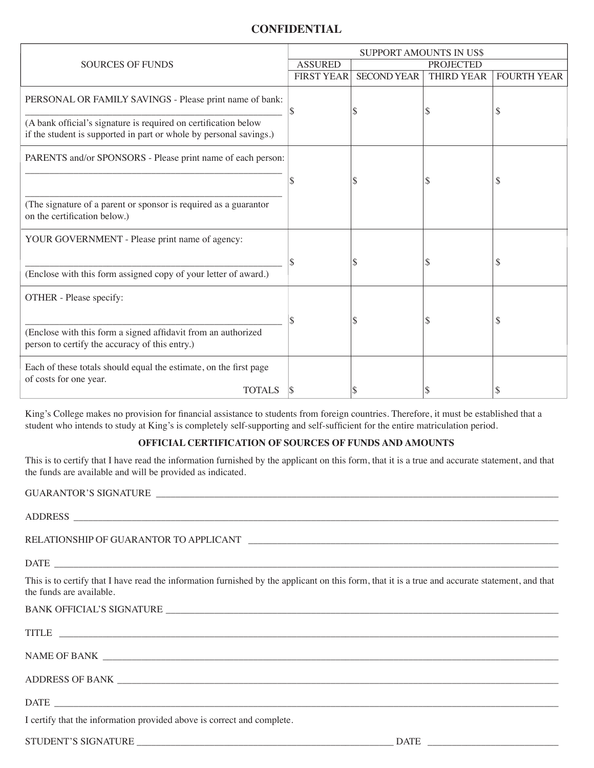# CONFIDENTIAL

| SOURCES OF FUNDS | SUPPORT AMOUNTS IN US$ | | | |
|---|---|---|---|---|
| | ASSURED | PROJECTED | | |
| | FIRST YEAR | SECOND YEAR | THIRD YEAR | FOURTH YEAR |
| PERSONAL OR FAMILY SAVINGS - Please print name of bank: ____________________ (A bank official's signature is required on certification below if the student is supported in part or whole by personal savings.) | $ | $ | $ | $ |
| PARENTS and/or SPONSORS - Please print name of each person: ____________________ ____________________ (The signature of a parent or sponsor is required as a guarantor on the certification below.) | $ | $ | $ | $ |
| YOUR GOVERNMENT - Please print name of agency: ____________________ (Enclose with this form assigned copy of your letter of award.) | $ | $ | $ | $ |
| OTHER - Please specify: ____________________ (Enclose with this form a signed affidavit from an authorized person to certify the accuracy of this entry.) | $ | $ | $ | $ |
| Each of these totals should equal the estimate, on the first page of costs for one year. TOTALS | $ | $ | $ | $ |

King's College makes no provision for financial assistance to students from foreign countries. Therefore, it must be established that a student who intends to study at King's is completely self-supporting and self-sufficient for the entire matriculation period.

### OFFICIAL CERTIFICATION OF SOURCES OF FUNDS AND AMOUNTS

This is to certify that I have read the information furnished by the applicant on this form, that it is a true and accurate statement, and that the funds are available and will be provided as indicated.

GUARANTOR'S SIGNATURE ____________________

ADDRESS ____________________

RELATIONSHIP OF GUARANTOR TO APPLICANT ____________________

DATE ____________________

This is to certify that I have read the information furnished by the applicant on this form, that it is a true and accurate statement, and that the funds are available.

BANK OFFICIAL'S SIGNATURE ____________________

TITLE ____________________

NAME OF BANK ____________________

ADDRESS OF BANK ____________________

DATE ____________________

I certify that the information provided above is correct and complete.

STUDENT'S SIGNATURE ____________________ DATE ____________________